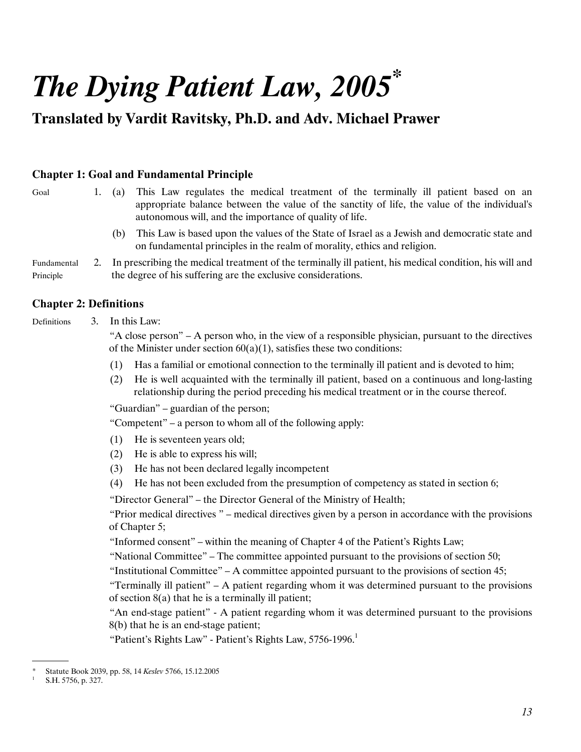# *The Dying Patient Law, 2005*[*]

## Translated by Vardit Ravitsky, Ph.D. and Adv. Michael Prawer

### Chapter 1: Goal and Fundamental Principle

Goal

1. (a) This Law regulates the medical treatment of the terminally ill patient based on an appropriate balance between the value of the sanctity of life, the value of the individual's autonomous will, and the importance of quality of life.

   (b) This Law is based upon the values of the State of Israel as a Jewish and democratic state and on fundamental principles in the realm of morality, ethics and religion.

Fundamental Principle

2. In prescribing the medical treatment of the terminally ill patient, his medical condition, his will and the degree of his suffering are the exclusive considerations.

### Chapter 2: Definitions

Definitions

3. In this Law:

   "A close person" – A person who, in the view of a responsible physician, pursuant to the directives of the Minister under section 60(a)(1), satisfies these two conditions:

   (1) Has a familial or emotional connection to the terminally ill patient and is devoted to him;

   (2) He is well acquainted with the terminally ill patient, based on a continuous and long-lasting relationship during the period preceding his medical treatment or in the course thereof.

   "Guardian" – guardian of the person;

   "Competent" – a person to whom all of the following apply:

   (1) He is seventeen years old;

   (2) He is able to express his will;

   (3) He has not been declared legally incompetent

   (4) He has not been excluded from the presumption of competency as stated in section 6;

   "Director General" – the Director General of the Ministry of Health;

   "Prior medical directives " – medical directives given by a person in accordance with the provisions of Chapter 5;

   "Informed consent" – within the meaning of Chapter 4 of the Patient's Rights Law;

   "National Committee" – The committee appointed pursuant to the provisions of section 50;

   "Institutional Committee" – A committee appointed pursuant to the provisions of section 45;

   "Terminally ill patient" – A patient regarding whom it was determined pursuant to the provisions of section 8(a) that he is a terminally ill patient;

   "An end-stage patient" - A patient regarding whom it was determined pursuant to the provisions 8(b) that he is an end-stage patient;

   "Patient's Rights Law" - Patient's Rights Law, 5756-1996.[1]

---

[*] Statute Book 2039, pp. 58, 14 *Keslev* 5766, 15.12.2005

[1] S.H. 5756, p. 327.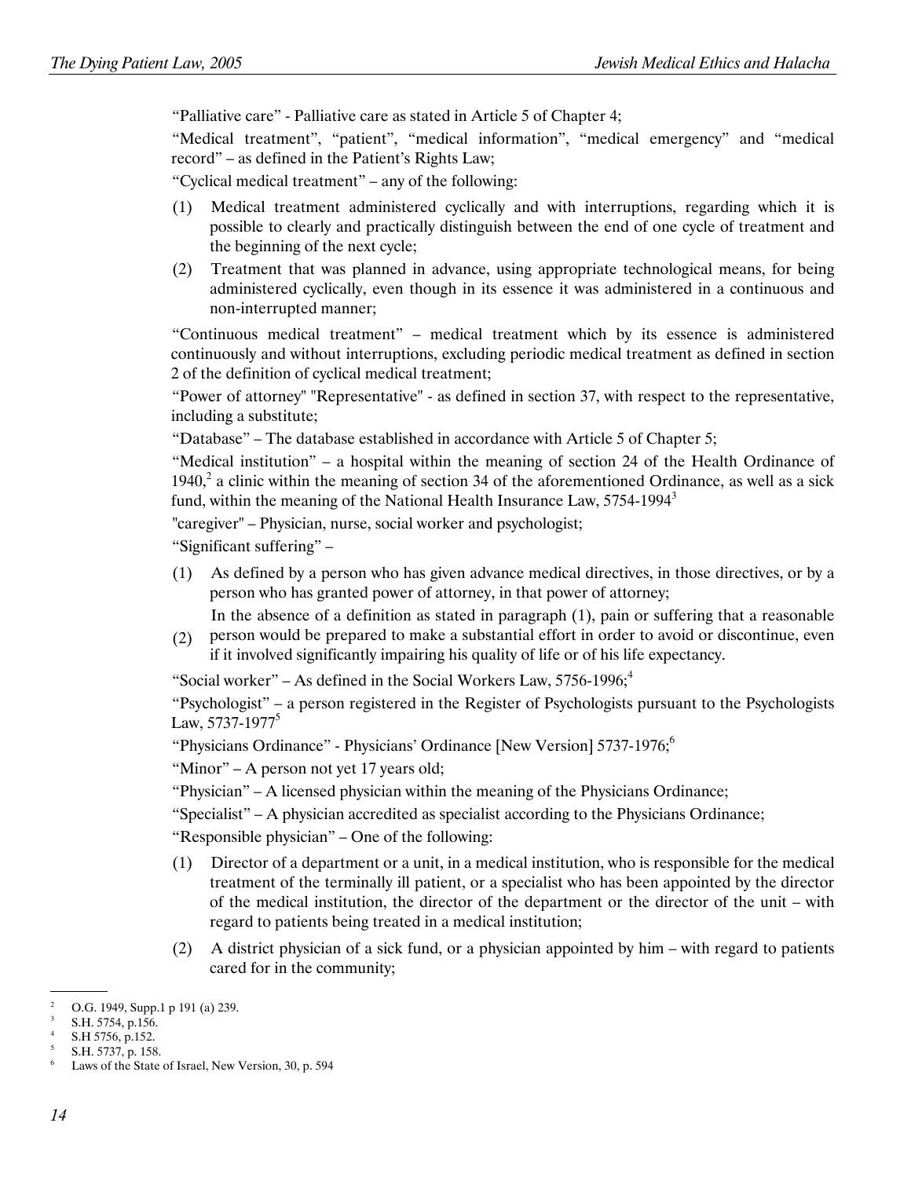"Palliative care" - Palliative care as stated in Article 5 of Chapter 4;

"Medical treatment", "patient", "medical information", "medical emergency" and "medical record" – as defined in the Patient's Rights Law;

"Cyclical medical treatment" – any of the following:

(1) Medical treatment administered cyclically and with interruptions, regarding which it is possible to clearly and practically distinguish between the end of one cycle of treatment and the beginning of the next cycle;

(2) Treatment that was planned in advance, using appropriate technological means, for being administered cyclically, even though in its essence it was administered in a continuous and non-interrupted manner;

"Continuous medical treatment" – medical treatment which by its essence is administered continuously and without interruptions, excluding periodic medical treatment as defined in section 2 of the definition of cyclical medical treatment;

"Power of attorney" "Representative" - as defined in section 37, with respect to the representative, including a substitute;

"Database" – The database established in accordance with Article 5 of Chapter 5;

"Medical institution" – a hospital within the meaning of section 24 of the Health Ordinance of 1940,[2] a clinic within the meaning of section 34 of the aforementioned Ordinance, as well as a sick fund, within the meaning of the National Health Insurance Law, 5754-1994[3]

"caregiver" – Physician, nurse, social worker and psychologist;

"Significant suffering" –

(1) As defined by a person who has given advance medical directives, in those directives, or by a person who has granted power of attorney, in that power of attorney;

(2) In the absence of a definition as stated in paragraph (1), pain or suffering that a reasonable person would be prepared to make a substantial effort in order to avoid or discontinue, even if it involved significantly impairing his quality of life or of his life expectancy.

"Social worker" – As defined in the Social Workers Law, 5756-1996;[4]

"Psychologist" – a person registered in the Register of Psychologists pursuant to the Psychologists Law, 5737-1977[5]

"Physicians Ordinance" - Physicians' Ordinance [New Version] 5737-1976;[6]

"Minor" – A person not yet 17 years old;

"Physician" – A licensed physician within the meaning of the Physicians Ordinance;

"Specialist" – A physician accredited as specialist according to the Physicians Ordinance;

"Responsible physician" – One of the following:

(1) Director of a department or a unit, in a medical institution, who is responsible for the medical treatment of the terminally ill patient, or a specialist who has been appointed by the director of the medical institution, the director of the department or the director of the unit – with regard to patients being treated in a medical institution;

(2) A district physician of a sick fund, or a physician appointed by him – with regard to patients cared for in the community;

---

[2] O.G. 1949, Supp.1 p 191 (a) 239.

[3] S.H. 5754, p.156.

[4] S.H 5756, p.152.

[5] S.H. 5737, p. 158.

[6] Laws of the State of Israel, New Version, 30, p. 594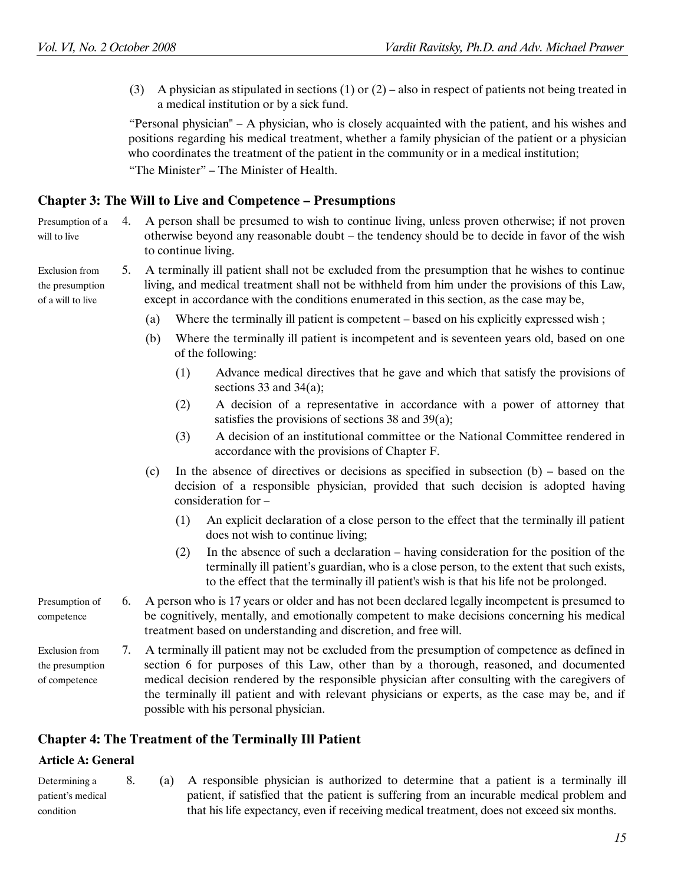(3) A physician as stipulated in sections (1) or (2) – also in respect of patients not being treated in a medical institution or by a sick fund.

"Personal physician" – A physician, who is closely acquainted with the patient, and his wishes and positions regarding his medical treatment, whether a family physician of the patient or a physician who coordinates the treatment of the patient in the community or in a medical institution;

"The Minister" – The Minister of Health.

## Chapter 3: The Will to Live and Competence – Presumptions

*Presumption of a will to live*

4. A person shall be presumed to wish to continue living, unless proven otherwise; if not proven otherwise beyond any reasonable doubt – the tendency should be to decide in favor of the wish to continue living.

*Exclusion from the presumption of a will to live*

5. A terminally ill patient shall not be excluded from the presumption that he wishes to continue living, and medical treatment shall not be withheld from him under the provisions of this Law, except in accordance with the conditions enumerated in this section, as the case may be,

   (a) Where the terminally ill patient is competent – based on his explicitly expressed wish ;

   (b) Where the terminally ill patient is incompetent and is seventeen years old, based on one of the following:

      (1) Advance medical directives that he gave and which that satisfy the provisions of sections 33 and 34(a);

      (2) A decision of a representative in accordance with a power of attorney that satisfies the provisions of sections 38 and 39(a);

      (3) A decision of an institutional committee or the National Committee rendered in accordance with the provisions of Chapter F.

   (c) In the absence of directives or decisions as specified in subsection (b) – based on the decision of a responsible physician, provided that such decision is adopted having consideration for –

      (1) An explicit declaration of a close person to the effect that the terminally ill patient does not wish to continue living;

      (2) In the absence of such a declaration – having consideration for the position of the terminally ill patient's guardian, who is a close person, to the extent that such exists, to the effect that the terminally ill patient's wish is that his life not be prolonged.

*Presumption of competence*

6. A person who is 17 years or older and has not been declared legally incompetent is presumed to be cognitively, mentally, and emotionally competent to make decisions concerning his medical treatment based on understanding and discretion, and free will.

*Exclusion from the presumption of competence*

7. A terminally ill patient may not be excluded from the presumption of competence as defined in section 6 for purposes of this Law, other than by a thorough, reasoned, and documented medical decision rendered by the responsible physician after consulting with the caregivers of the terminally ill patient and with relevant physicians or experts, as the case may be, and if possible with his personal physician.

## Chapter 4: The Treatment of the Terminally Ill Patient

### Article A: General

*Determining a patient's medical condition*

8. (a) A responsible physician is authorized to determine that a patient is a terminally ill patient, if satisfied that the patient is suffering from an incurable medical problem and that his life expectancy, even if receiving medical treatment, does not exceed six months.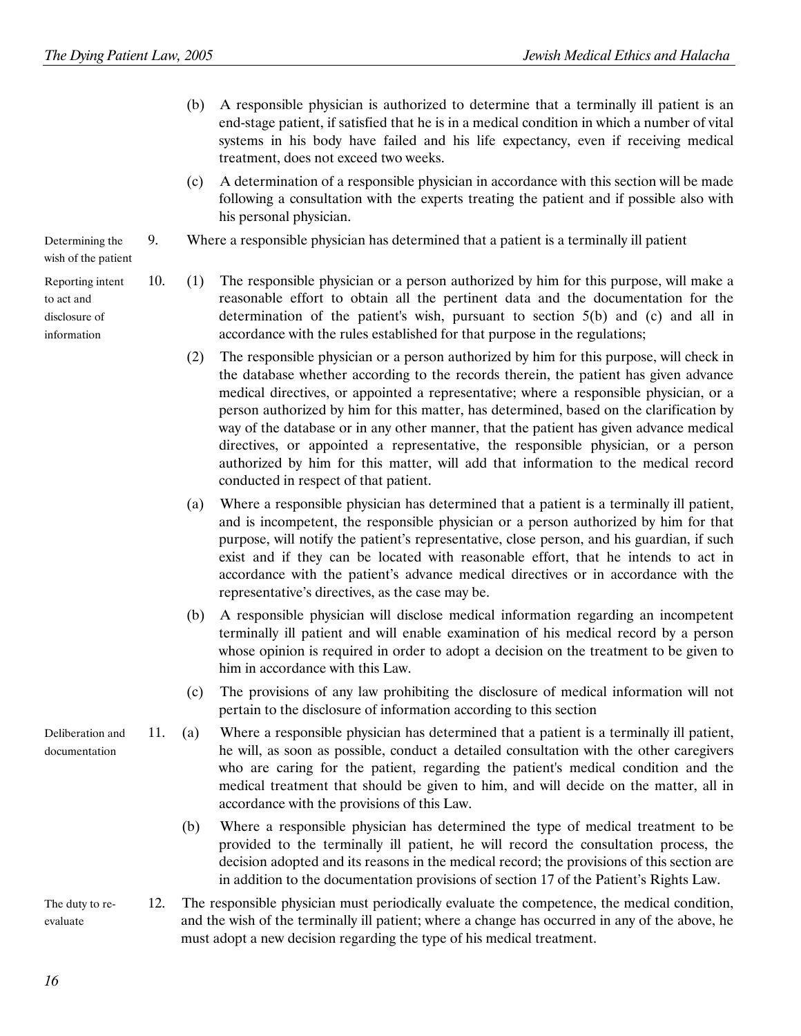(b) A responsible physician is authorized to determine that a terminally ill patient is an end-stage patient, if satisfied that he is in a medical condition in which a number of vital systems in his body have failed and his life expectancy, even if receiving medical treatment, does not exceed two weeks.

(c) A determination of a responsible physician in accordance with this section will be made following a consultation with the experts treating the patient and if possible also with his personal physician.

*Determining the wish of the patient*

9. Where a responsible physician has determined that a patient is a terminally ill patient

*Reporting intent to act and disclosure of information*

10. (1) The responsible physician or a person authorized by him for this purpose, will make a reasonable effort to obtain all the pertinent data and the documentation for the determination of the patient's wish, pursuant to section 5(b) and (c) and all in accordance with the rules established for that purpose in the regulations;

(2) The responsible physician or a person authorized by him for this purpose, will check in the database whether according to the records therein, the patient has given advance medical directives, or appointed a representative; where a responsible physician, or a person authorized by him for this matter, has determined, based on the clarification by way of the database or in any other manner, that the patient has given advance medical directives, or appointed a representative, the responsible physician, or a person authorized by him for this matter, will add that information to the medical record conducted in respect of that patient.

(a) Where a responsible physician has determined that a patient is a terminally ill patient, and is incompetent, the responsible physician or a person authorized by him for that purpose, will notify the patient's representative, close person, and his guardian, if such exist and if they can be located with reasonable effort, that he intends to act in accordance with the patient's advance medical directives or in accordance with the representative's directives, as the case may be.

(b) A responsible physician will disclose medical information regarding an incompetent terminally ill patient and will enable examination of his medical record by a person whose opinion is required in order to adopt a decision on the treatment to be given to him in accordance with this Law.

(c) The provisions of any law prohibiting the disclosure of medical information will not pertain to the disclosure of information according to this section

*Deliberation and documentation*

11. (a) Where a responsible physician has determined that a patient is a terminally ill patient, he will, as soon as possible, conduct a detailed consultation with the other caregivers who are caring for the patient, regarding the patient's medical condition and the medical treatment that should be given to him, and will decide on the matter, all in accordance with the provisions of this Law.

(b) Where a responsible physician has determined the type of medical treatment to be provided to the terminally ill patient, he will record the consultation process, the decision adopted and its reasons in the medical record; the provisions of this section are in addition to the documentation provisions of section 17 of the Patient's Rights Law.

*The duty to re-evaluate*

12. The responsible physician must periodically evaluate the competence, the medical condition, and the wish of the terminally ill patient; where a change has occurred in any of the above, he must adopt a new decision regarding the type of his medical treatment.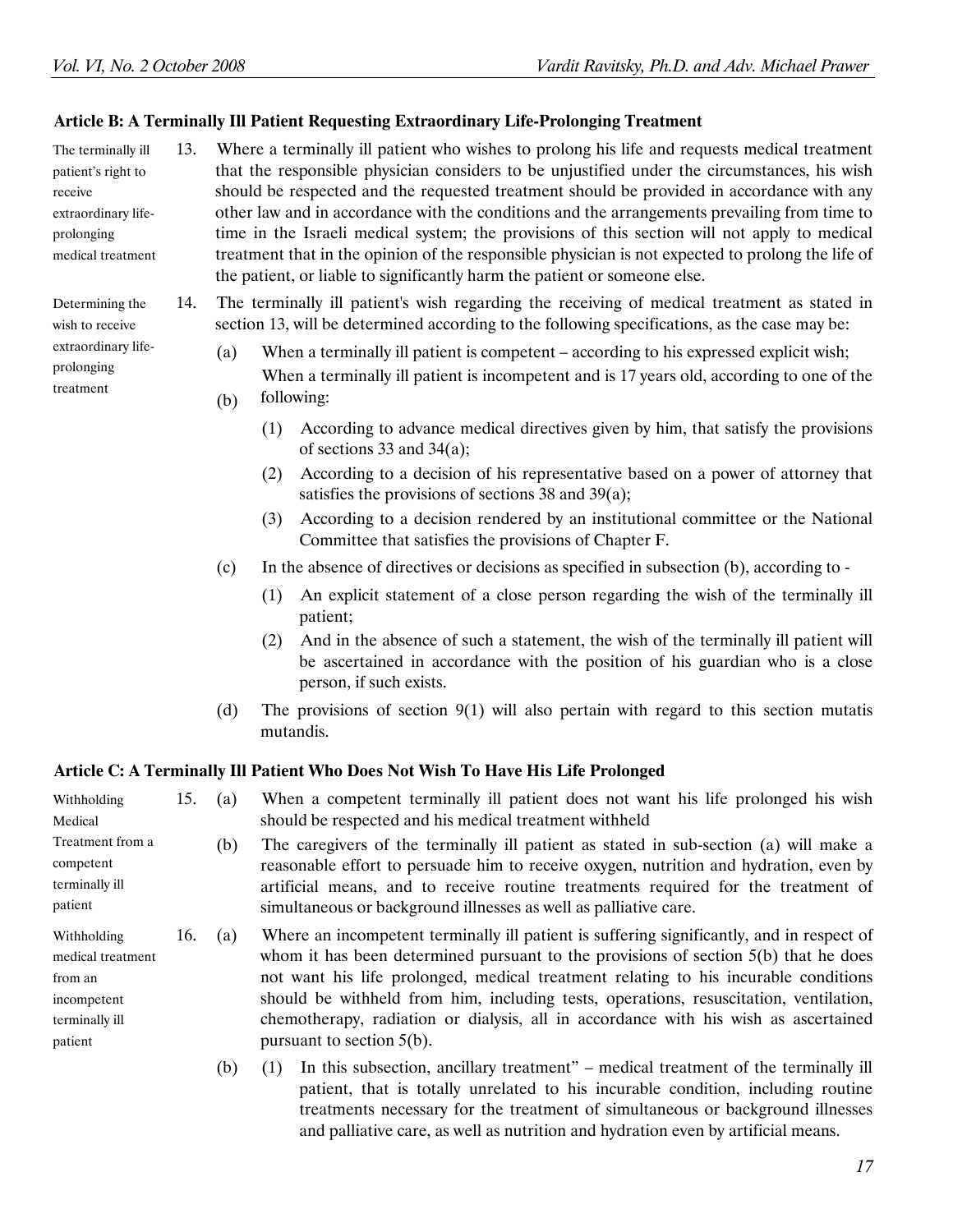### Article B: A Terminally Ill Patient Requesting Extraordinary Life-Prolonging Treatment

*The terminally ill patient's right to receive extraordinary life-prolonging medical treatment*

13. Where a terminally ill patient who wishes to prolong his life and requests medical treatment that the responsible physician considers to be unjustified under the circumstances, his wish should be respected and the requested treatment should be provided in accordance with any other law and in accordance with the conditions and the arrangements prevailing from time to time in the Israeli medical system; the provisions of this section will not apply to medical treatment that in the opinion of the responsible physician is not expected to prolong the life of the patient, or liable to significantly harm the patient or someone else.

*Determining the wish to receive extraordinary life-prolonging treatment*

14. The terminally ill patient's wish regarding the receiving of medical treatment as stated in section 13, will be determined according to the following specifications, as the case may be:
    - (a) When a terminally ill patient is competent – according to his expressed explicit wish;
    - (b) When a terminally ill patient is incompetent and is 17 years old, according to one of the following:
        - (1) According to advance medical directives given by him, that satisfy the provisions of sections 33 and 34(a);
        - (2) According to a decision of his representative based on a power of attorney that satisfies the provisions of sections 38 and 39(a);
        - (3) According to a decision rendered by an institutional committee or the National Committee that satisfies the provisions of Chapter F.
    - (c) In the absence of directives or decisions as specified in subsection (b), according to -
        - (1) An explicit statement of a close person regarding the wish of the terminally ill patient;
        - (2) And in the absence of such a statement, the wish of the terminally ill patient will be ascertained in accordance with the position of his guardian who is a close person, if such exists.
    - (d) The provisions of section 9(1) will also pertain with regard to this section mutatis mutandis.

### Article C: A Terminally Ill Patient Who Does Not Wish To Have His Life Prolonged

*Withholding Medical Treatment from a competent terminally ill patient*

15. (a) When a competent terminally ill patient does not want his life prolonged his wish should be respected and his medical treatment withheld
    - (b) The caregivers of the terminally ill patient as stated in sub-section (a) will make a reasonable effort to persuade him to receive oxygen, nutrition and hydration, even by artificial means, and to receive routine treatments required for the treatment of simultaneous or background illnesses as well as palliative care.

*Withholding medical treatment from an incompetent terminally ill patient*

16. (a) Where an incompetent terminally ill patient is suffering significantly, and in respect of whom it has been determined pursuant to the provisions of section 5(b) that he does not want his life prolonged, medical treatment relating to his incurable conditions should be withheld from him, including tests, operations, resuscitation, ventilation, chemotherapy, radiation or dialysis, all in accordance with his wish as ascertained pursuant to section 5(b).
    - (b) (1) In this subsection, ancillary treatment" – medical treatment of the terminally ill patient, that is totally unrelated to his incurable condition, including routine treatments necessary for the treatment of simultaneous or background illnesses and palliative care, as well as nutrition and hydration even by artificial means.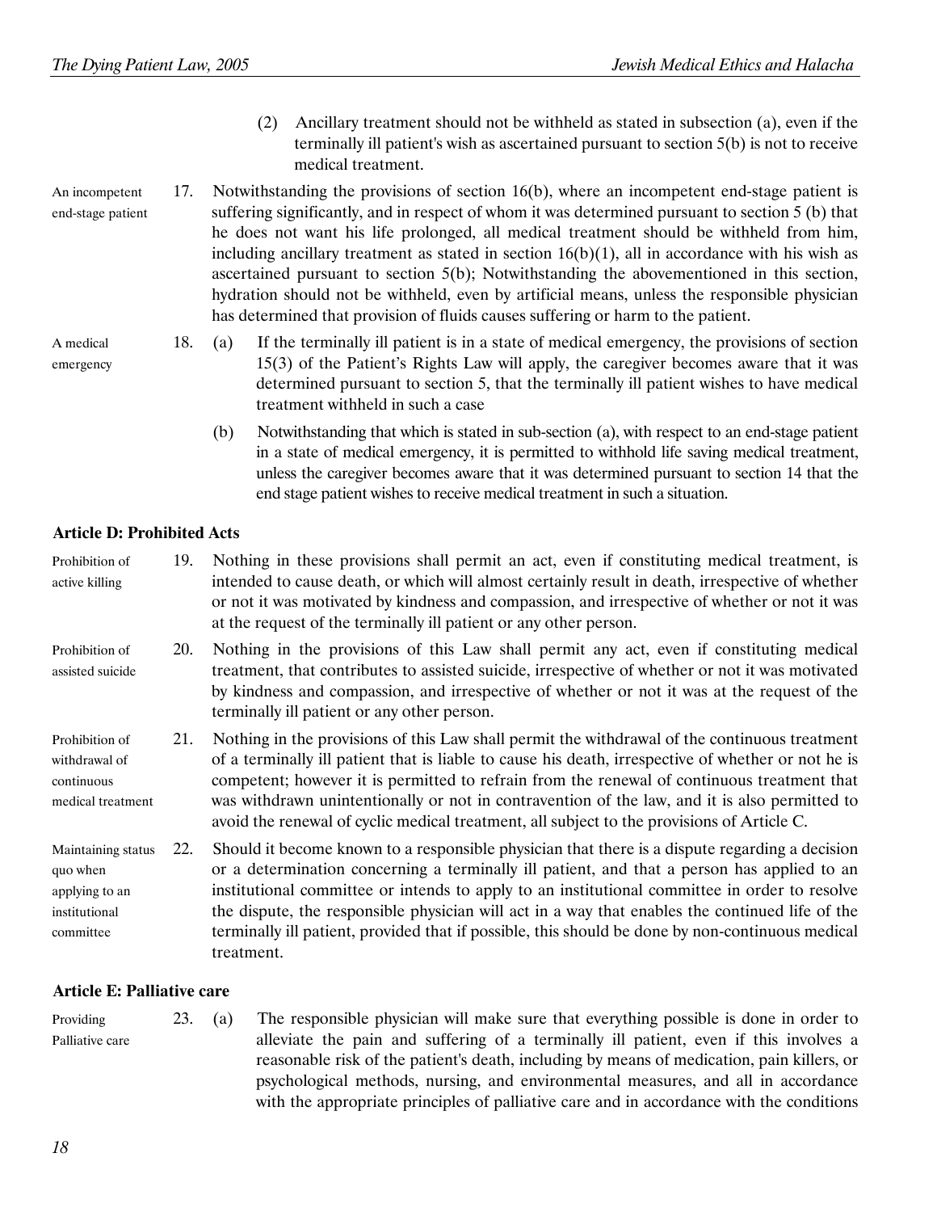(2) Ancillary treatment should not be withheld as stated in subsection (a), even if the terminally ill patient's wish as ascertained pursuant to section 5(b) is not to receive medical treatment.

An incompetent end-stage patient

17. Notwithstanding the provisions of section 16(b), where an incompetent end-stage patient is suffering significantly, and in respect of whom it was determined pursuant to section 5 (b) that he does not want his life prolonged, all medical treatment should be withheld from him, including ancillary treatment as stated in section 16(b)(1), all in accordance with his wish as ascertained pursuant to section 5(b); Notwithstanding the abovementioned in this section, hydration should not be withheld, even by artificial means, unless the responsible physician has determined that provision of fluids causes suffering or harm to the patient.

A medical emergency

18. (a) If the terminally ill patient is in a state of medical emergency, the provisions of section 15(3) of the Patient's Rights Law will apply, the caregiver becomes aware that it was determined pursuant to section 5, that the terminally ill patient wishes to have medical treatment withheld in such a case

(b) Notwithstanding that which is stated in sub-section (a), with respect to an end-stage patient in a state of medical emergency, it is permitted to withhold life saving medical treatment, unless the caregiver becomes aware that it was determined pursuant to section 14 that the end stage patient wishes to receive medical treatment in such a situation.

### Article D: Prohibited Acts

Prohibition of active killing

19. Nothing in these provisions shall permit an act, even if constituting medical treatment, is intended to cause death, or which will almost certainly result in death, irrespective of whether or not it was motivated by kindness and compassion, and irrespective of whether or not it was at the request of the terminally ill patient or any other person.

Prohibition of assisted suicide

20. Nothing in the provisions of this Law shall permit any act, even if constituting medical treatment, that contributes to assisted suicide, irrespective of whether or not it was motivated by kindness and compassion, and irrespective of whether or not it was at the request of the terminally ill patient or any other person.

Prohibition of withdrawal of continuous medical treatment

21. Nothing in the provisions of this Law shall permit the withdrawal of the continuous treatment of a terminally ill patient that is liable to cause his death, irrespective of whether or not he is competent; however it is permitted to refrain from the renewal of continuous treatment that was withdrawn unintentionally or not in contravention of the law, and it is also permitted to avoid the renewal of cyclic medical treatment, all subject to the provisions of Article C.

Maintaining status quo when applying to an institutional committee

22. Should it become known to a responsible physician that there is a dispute regarding a decision or a determination concerning a terminally ill patient, and that a person has applied to an institutional committee or intends to apply to an institutional committee in order to resolve the dispute, the responsible physician will act in a way that enables the continued life of the terminally ill patient, provided that if possible, this should be done by non-continuous medical treatment.

### Article E: Palliative care

Providing Palliative care

23. (a) The responsible physician will make sure that everything possible is done in order to alleviate the pain and suffering of a terminally ill patient, even if this involves a reasonable risk of the patient's death, including by means of medication, pain killers, or psychological methods, nursing, and environmental measures, and all in accordance with the appropriate principles of palliative care and in accordance with the conditions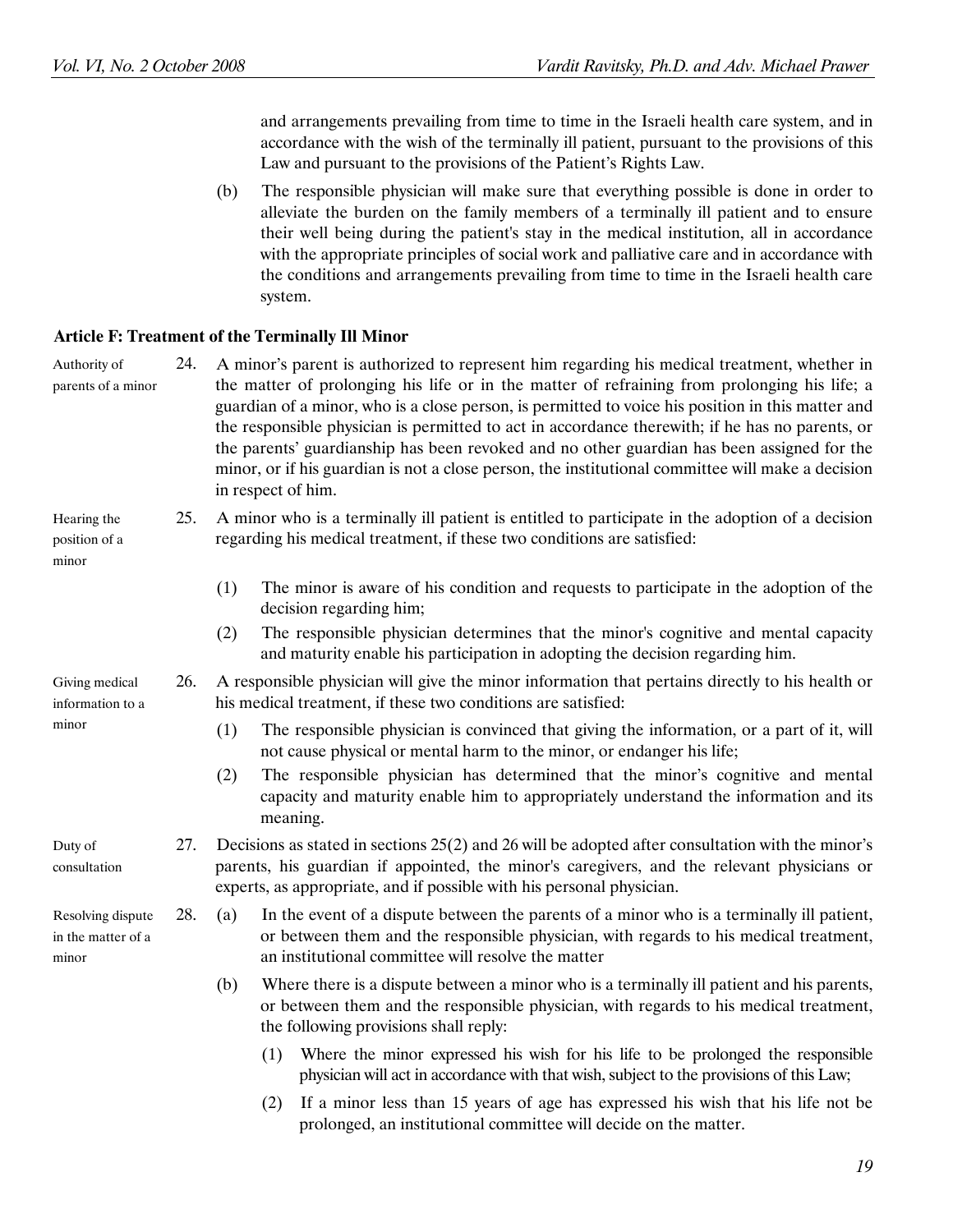and arrangements prevailing from time to time in the Israeli health care system, and in accordance with the wish of the terminally ill patient, pursuant to the provisions of this Law and pursuant to the provisions of the Patient's Rights Law.

(b) The responsible physician will make sure that everything possible is done in order to alleviate the burden on the family members of a terminally ill patient and to ensure their well being during the patient's stay in the medical institution, all in accordance with the appropriate principles of social work and palliative care and in accordance with the conditions and arrangements prevailing from time to time in the Israeli health care system.

**Article F: Treatment of the Terminally Ill Minor**

*Authority of parents of a minor*

24. A minor's parent is authorized to represent him regarding his medical treatment, whether in the matter of prolonging his life or in the matter of refraining from prolonging his life; a guardian of a minor, who is a close person, is permitted to voice his position in this matter and the responsible physician is permitted to act in accordance therewith; if he has no parents, or the parents' guardianship has been revoked and no other guardian has been assigned for the minor, or if his guardian is not a close person, the institutional committee will make a decision in respect of him.

*Hearing the position of a minor*

25. A minor who is a terminally ill patient is entitled to participate in the adoption of a decision regarding his medical treatment, if these two conditions are satisfied:

(1) The minor is aware of his condition and requests to participate in the adoption of the decision regarding him;

(2) The responsible physician determines that the minor's cognitive and mental capacity and maturity enable his participation in adopting the decision regarding him.

*Giving medical information to a minor*

26. A responsible physician will give the minor information that pertains directly to his health or his medical treatment, if these two conditions are satisfied:

(1) The responsible physician is convinced that giving the information, or a part of it, will not cause physical or mental harm to the minor, or endanger his life;

(2) The responsible physician has determined that the minor's cognitive and mental capacity and maturity enable him to appropriately understand the information and its meaning.

*Duty of consultation*

27. Decisions as stated in sections 25(2) and 26 will be adopted after consultation with the minor's parents, his guardian if appointed, the minor's caregivers, and the relevant physicians or experts, as appropriate, and if possible with his personal physician.

*Resolving dispute in the matter of a minor*

28. (a) In the event of a dispute between the parents of a minor who is a terminally ill patient, or between them and the responsible physician, with regards to his medical treatment, an institutional committee will resolve the matter

(b) Where there is a dispute between a minor who is a terminally ill patient and his parents, or between them and the responsible physician, with regards to his medical treatment, the following provisions shall reply:

(1) Where the minor expressed his wish for his life to be prolonged the responsible physician will act in accordance with that wish, subject to the provisions of this Law;

(2) If a minor less than 15 years of age has expressed his wish that his life not be prolonged, an institutional committee will decide on the matter.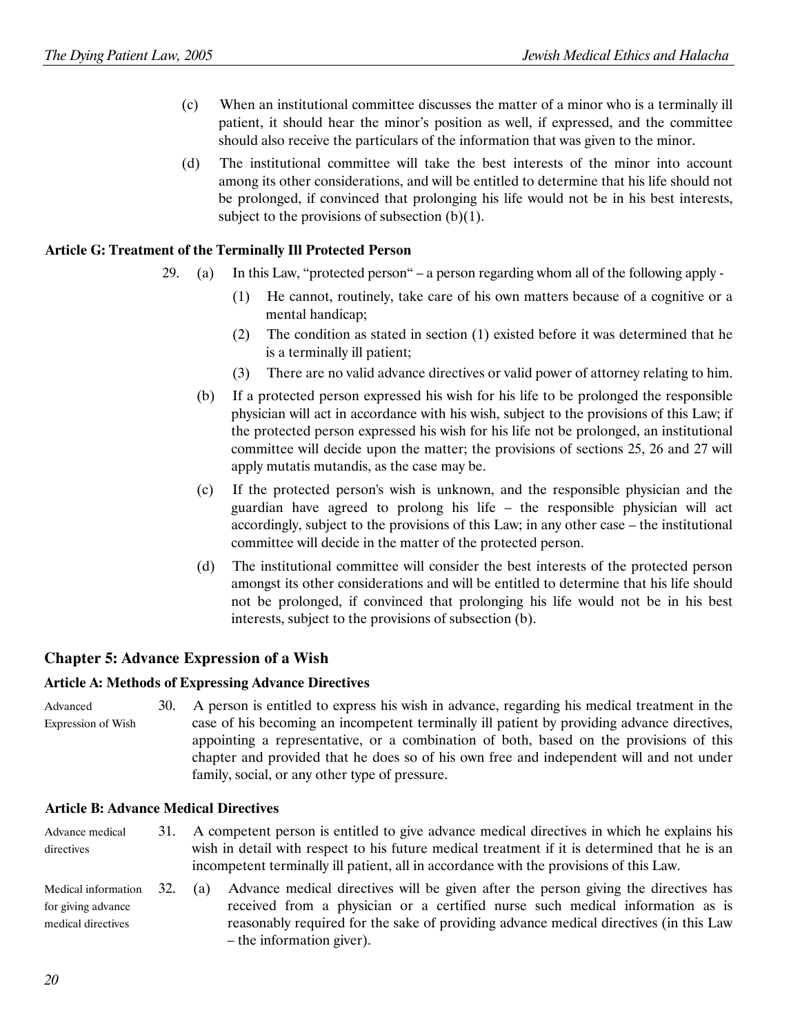(c) When an institutional committee discusses the matter of a minor who is a terminally ill patient, it should hear the minor's position as well, if expressed, and the committee should also receive the particulars of the information that was given to the minor.

(d) The institutional committee will take the best interests of the minor into account among its other considerations, and will be entitled to determine that his life should not be prolonged, if convinced that prolonging his life would not be in his best interests, subject to the provisions of subsection (b)(1).

**Article G: Treatment of the Terminally Ill Protected Person**

29. (a) In this Law, "protected person" – a person regarding whom all of the following apply -

(1) He cannot, routinely, take care of his own matters because of a cognitive or a mental handicap;

(2) The condition as stated in section (1) existed before it was determined that he is a terminally ill patient;

(3) There are no valid advance directives or valid power of attorney relating to him.

(b) If a protected person expressed his wish for his life to be prolonged the responsible physician will act in accordance with his wish, subject to the provisions of this Law; if the protected person expressed his wish for his life not be prolonged, an institutional committee will decide upon the matter; the provisions of sections 25, 26 and 27 will apply mutatis mutandis, as the case may be.

(c) If the protected person's wish is unknown, and the responsible physician and the guardian have agreed to prolong his life – the responsible physician will act accordingly, subject to the provisions of this Law; in any other case – the institutional committee will decide in the matter of the protected person.

(d) The institutional committee will consider the best interests of the protected person amongst its other considerations and will be entitled to determine that his life should not be prolonged, if convinced that prolonging his life would not be in his best interests, subject to the provisions of subsection (b).

## Chapter 5: Advance Expression of a Wish

**Article A: Methods of Expressing Advance Directives**

*Advanced Expression of Wish*

30. A person is entitled to express his wish in advance, regarding his medical treatment in the case of his becoming an incompetent terminally ill patient by providing advance directives, appointing a representative, or a combination of both, based on the provisions of this chapter and provided that he does so of his own free and independent will and not under family, social, or any other type of pressure.

**Article B: Advance Medical Directives**

*Advance medical directives*

31. A competent person is entitled to give advance medical directives in which he explains his wish in detail with respect to his future medical treatment if it is determined that he is an incompetent terminally ill patient, all in accordance with the provisions of this Law.

*Medical information for giving advance medical directives*

32. (a) Advance medical directives will be given after the person giving the directives has received from a physician or a certified nurse such medical information as is reasonably required for the sake of providing advance medical directives (in this Law – the information giver).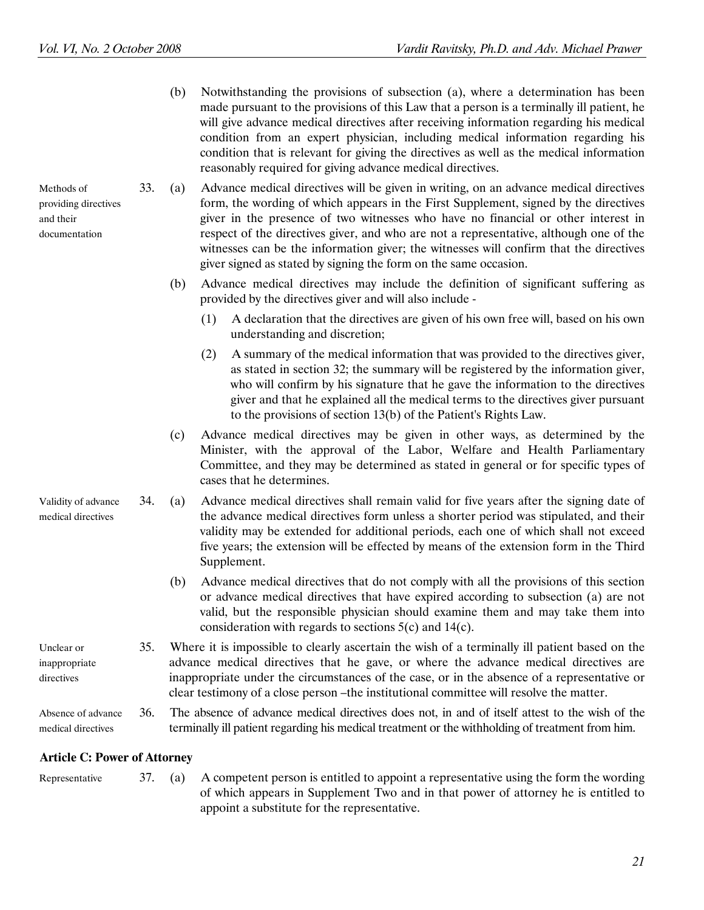(b) Notwithstanding the provisions of subsection (a), where a determination has been made pursuant to the provisions of this Law that a person is a terminally ill patient, he will give advance medical directives after receiving information regarding his medical condition from an expert physician, including medical information regarding his condition that is relevant for giving the directives as well as the medical information reasonably required for giving advance medical directives.

*Methods of providing directives and their documentation*

33. (a) Advance medical directives will be given in writing, on an advance medical directives form, the wording of which appears in the First Supplement, signed by the directives giver in the presence of two witnesses who have no financial or other interest in respect of the directives giver, and who are not a representative, although one of the witnesses can be the information giver; the witnesses will confirm that the directives giver signed as stated by signing the form on the same occasion.

(b) Advance medical directives may include the definition of significant suffering as provided by the directives giver and will also include -

(1) A declaration that the directives are given of his own free will, based on his own understanding and discretion;

(2) A summary of the medical information that was provided to the directives giver, as stated in section 32; the summary will be registered by the information giver, who will confirm by his signature that he gave the information to the directives giver and that he explained all the medical terms to the directives giver pursuant to the provisions of section 13(b) of the Patient's Rights Law.

(c) Advance medical directives may be given in other ways, as determined by the Minister, with the approval of the Labor, Welfare and Health Parliamentary Committee, and they may be determined as stated in general or for specific types of cases that he determines.

*Validity of advance medical directives*

34. (a) Advance medical directives shall remain valid for five years after the signing date of the advance medical directives form unless a shorter period was stipulated, and their validity may be extended for additional periods, each one of which shall not exceed five years; the extension will be effected by means of the extension form in the Third Supplement.

(b) Advance medical directives that do not comply with all the provisions of this section or advance medical directives that have expired according to subsection (a) are not valid, but the responsible physician should examine them and may take them into consideration with regards to sections 5(c) and 14(c).

*Unclear or inappropriate directives*

35. Where it is impossible to clearly ascertain the wish of a terminally ill patient based on the advance medical directives that he gave, or where the advance medical directives are inappropriate under the circumstances of the case, or in the absence of a representative or clear testimony of a close person –the institutional committee will resolve the matter.

*Absence of advance medical directives*

36. The absence of advance medical directives does not, in and of itself attest to the wish of the terminally ill patient regarding his medical treatment or the withholding of treatment from him.

### Article C: Power of Attorney

*Representative*

37. (a) A competent person is entitled to appoint a representative using the form the wording of which appears in Supplement Two and in that power of attorney he is entitled to appoint a substitute for the representative.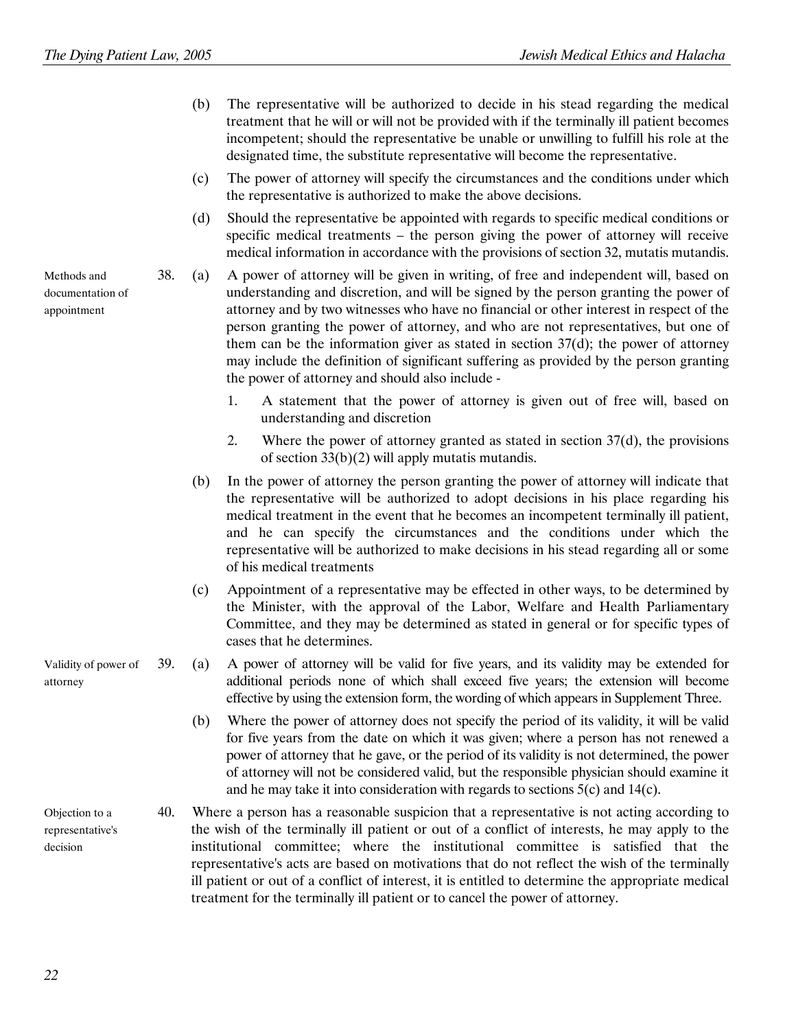(b) The representative will be authorized to decide in his stead regarding the medical treatment that he will or will not be provided with if the terminally ill patient becomes incompetent; should the representative be unable or unwilling to fulfill his role at the designated time, the substitute representative will become the representative.

(c) The power of attorney will specify the circumstances and the conditions under which the representative is authorized to make the above decisions.

(d) Should the representative be appointed with regards to specific medical conditions or specific medical treatments – the person giving the power of attorney will receive medical information in accordance with the provisions of section 32, mutatis mutandis.

*Methods and documentation of appointment*

38. (a) A power of attorney will be given in writing, of free and independent will, based on understanding and discretion, and will be signed by the person granting the power of attorney and by two witnesses who have no financial or other interest in respect of the person granting the power of attorney, and who are not representatives, but one of them can be the information giver as stated in section 37(d); the power of attorney may include the definition of significant suffering as provided by the person granting the power of attorney and should also include -

1. A statement that the power of attorney is given out of free will, based on understanding and discretion
2. Where the power of attorney granted as stated in section 37(d), the provisions of section 33(b)(2) will apply mutatis mutandis.

(b) In the power of attorney the person granting the power of attorney will indicate that the representative will be authorized to adopt decisions in his place regarding his medical treatment in the event that he becomes an incompetent terminally ill patient, and he can specify the circumstances and the conditions under which the representative will be authorized to make decisions in his stead regarding all or some of his medical treatments

(c) Appointment of a representative may be effected in other ways, to be determined by the Minister, with the approval of the Labor, Welfare and Health Parliamentary Committee, and they may be determined as stated in general or for specific types of cases that he determines.

*Validity of power of attorney*

39. (a) A power of attorney will be valid for five years, and its validity may be extended for additional periods none of which shall exceed five years; the extension will become effective by using the extension form, the wording of which appears in Supplement Three.

(b) Where the power of attorney does not specify the period of its validity, it will be valid for five years from the date on which it was given; where a person has not renewed a power of attorney that he gave, or the period of its validity is not determined, the power of attorney will not be considered valid, but the responsible physician should examine it and he may take it into consideration with regards to sections 5(c) and 14(c).

*Objection to a representative's decision*

40. Where a person has a reasonable suspicion that a representative is not acting according to the wish of the terminally ill patient or out of a conflict of interests, he may apply to the institutional committee; where the institutional committee is satisfied that the representative's acts are based on motivations that do not reflect the wish of the terminally ill patient or out of a conflict of interest, it is entitled to determine the appropriate medical treatment for the terminally ill patient or to cancel the power of attorney.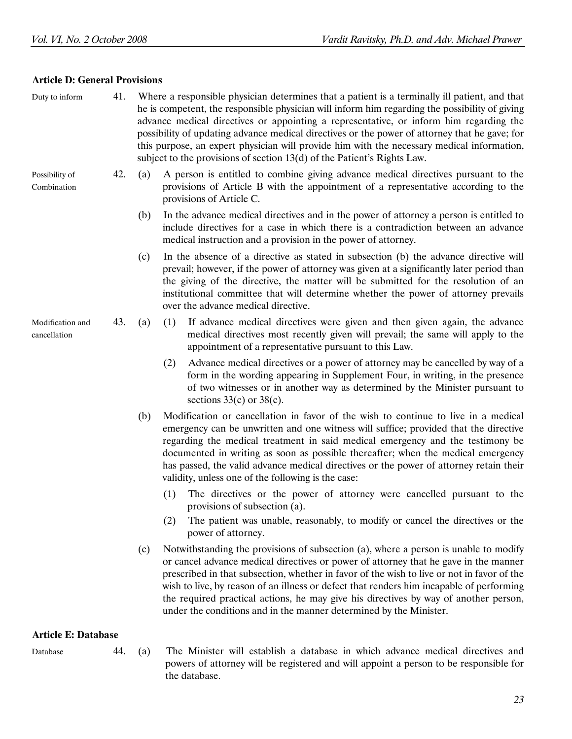### Article D: General Provisions

Duty to inform

41. Where a responsible physician determines that a patient is a terminally ill patient, and that he is competent, the responsible physician will inform him regarding the possibility of giving advance medical directives or appointing a representative, or inform him regarding the possibility of updating advance medical directives or the power of attorney that he gave; for this purpose, an expert physician will provide him with the necessary medical information, subject to the provisions of section 13(d) of the Patient's Rights Law.

Possibility of Combination

42. (a) A person is entitled to combine giving advance medical directives pursuant to the provisions of Article B with the appointment of a representative according to the provisions of Article C.

(b) In the advance medical directives and in the power of attorney a person is entitled to include directives for a case in which there is a contradiction between an advance medical instruction and a provision in the power of attorney.

(c) In the absence of a directive as stated in subsection (b) the advance directive will prevail; however, if the power of attorney was given at a significantly later period than the giving of the directive, the matter will be submitted for the resolution of an institutional committee that will determine whether the power of attorney prevails over the advance medical directive.

Modification and cancellation

43. (a) (1) If advance medical directives were given and then given again, the advance medical directives most recently given will prevail; the same will apply to the appointment of a representative pursuant to this Law.

(2) Advance medical directives or a power of attorney may be cancelled by way of a form in the wording appearing in Supplement Four, in writing, in the presence of two witnesses or in another way as determined by the Minister pursuant to sections 33(c) or 38(c).

(b) Modification or cancellation in favor of the wish to continue to live in a medical emergency can be unwritten and one witness will suffice; provided that the directive regarding the medical treatment in said medical emergency and the testimony be documented in writing as soon as possible thereafter; when the medical emergency has passed, the valid advance medical directives or the power of attorney retain their validity, unless one of the following is the case:

(1) The directives or the power of attorney were cancelled pursuant to the provisions of subsection (a).

(2) The patient was unable, reasonably, to modify or cancel the directives or the power of attorney.

(c) Notwithstanding the provisions of subsection (a), where a person is unable to modify or cancel advance medical directives or power of attorney that he gave in the manner prescribed in that subsection, whether in favor of the wish to live or not in favor of the wish to live, by reason of an illness or defect that renders him incapable of performing the required practical actions, he may give his directives by way of another person, under the conditions and in the manner determined by the Minister.

### Article E: Database

Database

44. (a) The Minister will establish a database in which advance medical directives and powers of attorney will be registered and will appoint a person to be responsible for the database.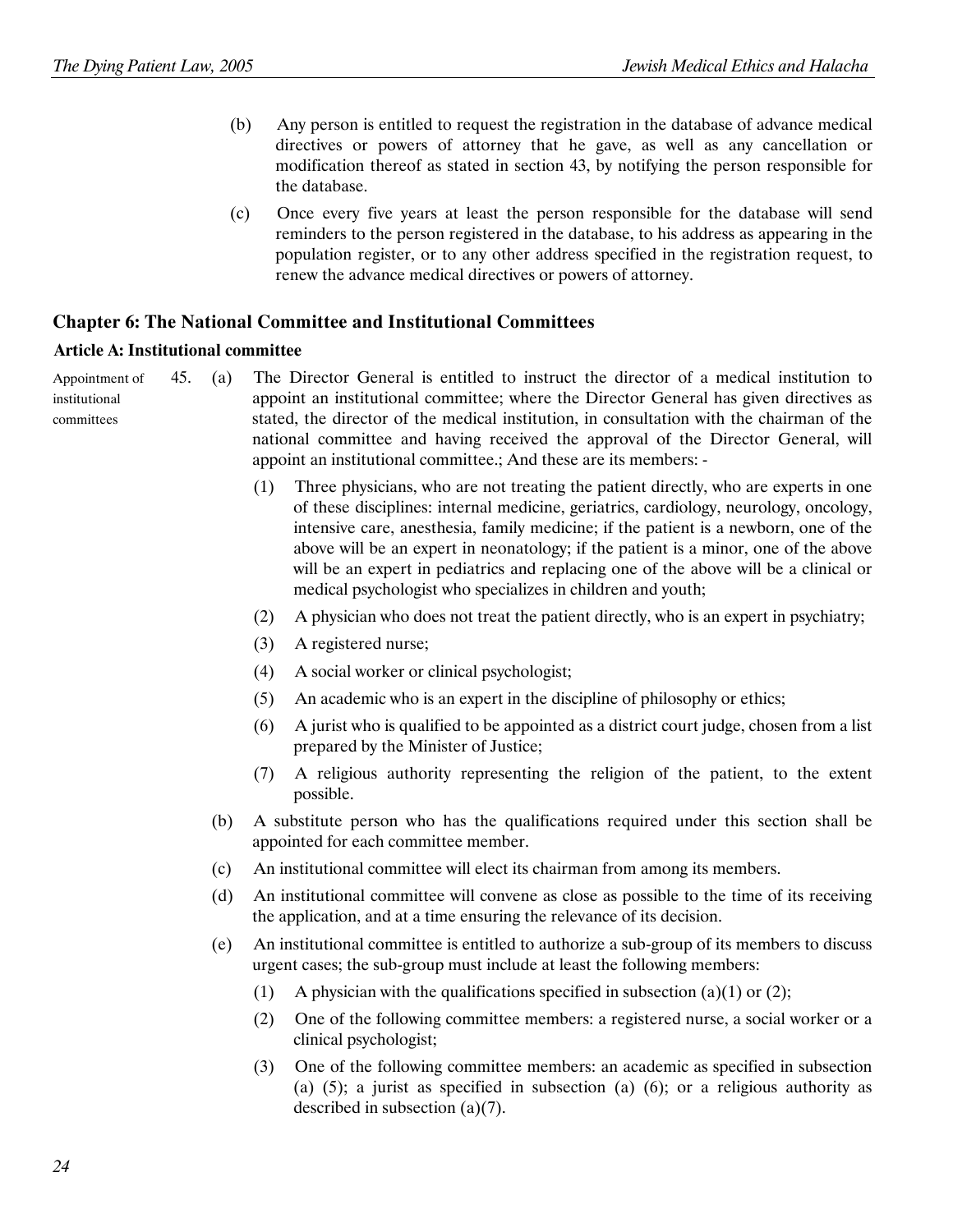(b) Any person is entitled to request the registration in the database of advance medical directives or powers of attorney that he gave, as well as any cancellation or modification thereof as stated in section 43, by notifying the person responsible for the database.

(c) Once every five years at least the person responsible for the database will send reminders to the person registered in the database, to his address as appearing in the population register, or to any other address specified in the registration request, to renew the advance medical directives or powers of attorney.

## Chapter 6: The National Committee and Institutional Committees

### Article A: Institutional committee

*Appointment of institutional committees*

45. (a) The Director General is entitled to instruct the director of a medical institution to appoint an institutional committee; where the Director General has given directives as stated, the director of the medical institution, in consultation with the chairman of the national committee and having received the approval of the Director General, will appoint an institutional committee.; And these are its members: -

(1) Three physicians, who are not treating the patient directly, who are experts in one of these disciplines: internal medicine, geriatrics, cardiology, neurology, oncology, intensive care, anesthesia, family medicine; if the patient is a newborn, one of the above will be an expert in neonatology; if the patient is a minor, one of the above will be an expert in pediatrics and replacing one of the above will be a clinical or medical psychologist who specializes in children and youth;

(2) A physician who does not treat the patient directly, who is an expert in psychiatry;

(3) A registered nurse;

(4) A social worker or clinical psychologist;

(5) An academic who is an expert in the discipline of philosophy or ethics;

(6) A jurist who is qualified to be appointed as a district court judge, chosen from a list prepared by the Minister of Justice;

(7) A religious authority representing the religion of the patient, to the extent possible.

(b) A substitute person who has the qualifications required under this section shall be appointed for each committee member.

(c) An institutional committee will elect its chairman from among its members.

(d) An institutional committee will convene as close as possible to the time of its receiving the application, and at a time ensuring the relevance of its decision.

(e) An institutional committee is entitled to authorize a sub-group of its members to discuss urgent cases; the sub-group must include at least the following members:

(1) A physician with the qualifications specified in subsection (a)(1) or (2);

(2) One of the following committee members: a registered nurse, a social worker or a clinical psychologist;

(3) One of the following committee members: an academic as specified in subsection (a) (5); a jurist as specified in subsection (a) (6); or a religious authority as described in subsection (a)(7).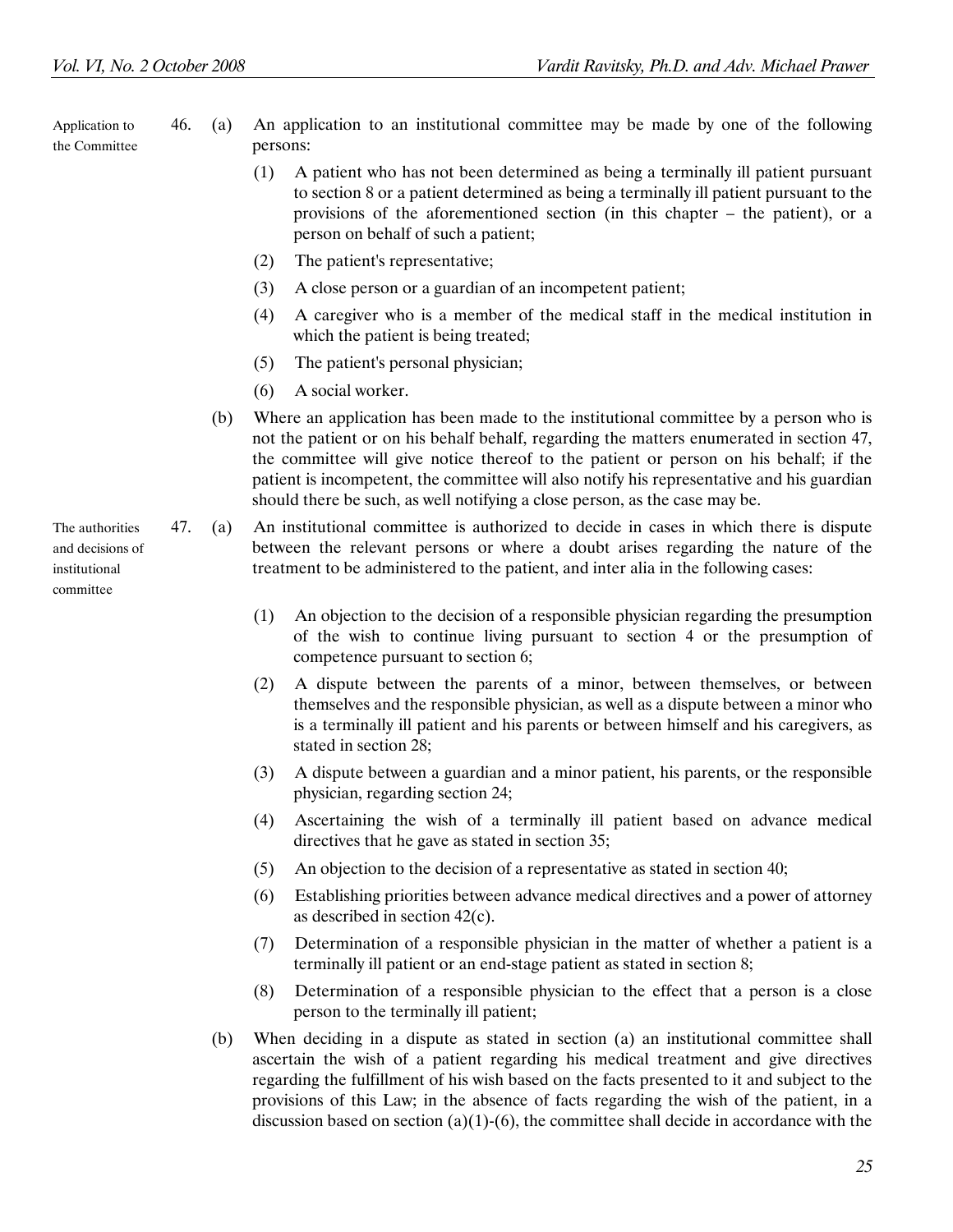**Application to the Committee**

46. (a) An application to an institutional committee may be made by one of the following persons:

   (1) A patient who has not been determined as being a terminally ill patient pursuant to section 8 or a patient determined as being a terminally ill patient pursuant to the provisions of the aforementioned section (in this chapter – the patient), or a person on behalf of such a patient;

   (2) The patient's representative;

   (3) A close person or a guardian of an incompetent patient;

   (4) A caregiver who is a member of the medical staff in the medical institution in which the patient is being treated;

   (5) The patient's personal physician;

   (6) A social worker.

   (b) Where an application has been made to the institutional committee by a person who is not the patient or on his behalf behalf, regarding the matters enumerated in section 47, the committee will give notice thereof to the patient or person on his behalf; if the patient is incompetent, the committee will also notify his representative and his guardian should there be such, as well notifying a close person, as the case may be.

**The authorities and decisions of institutional committee**

47. (a) An institutional committee is authorized to decide in cases in which there is dispute between the relevant persons or where a doubt arises regarding the nature of the treatment to be administered to the patient, and inter alia in the following cases:

   (1) An objection to the decision of a responsible physician regarding the presumption of the wish to continue living pursuant to section 4 or the presumption of competence pursuant to section 6;

   (2) A dispute between the parents of a minor, between themselves, or between themselves and the responsible physician, as well as a dispute between a minor who is a terminally ill patient and his parents or between himself and his caregivers, as stated in section 28;

   (3) A dispute between a guardian and a minor patient, his parents, or the responsible physician, regarding section 24;

   (4) Ascertaining the wish of a terminally ill patient based on advance medical directives that he gave as stated in section 35;

   (5) An objection to the decision of a representative as stated in section 40;

   (6) Establishing priorities between advance medical directives and a power of attorney as described in section 42(c).

   (7) Determination of a responsible physician in the matter of whether a patient is a terminally ill patient or an end-stage patient as stated in section 8;

   (8) Determination of a responsible physician to the effect that a person is a close person to the terminally ill patient;

   (b) When deciding in a dispute as stated in section (a) an institutional committee shall ascertain the wish of a patient regarding his medical treatment and give directives regarding the fulfillment of his wish based on the facts presented to it and subject to the provisions of this Law; in the absence of facts regarding the wish of the patient, in a discussion based on section (a)(1)-(6), the committee shall decide in accordance with the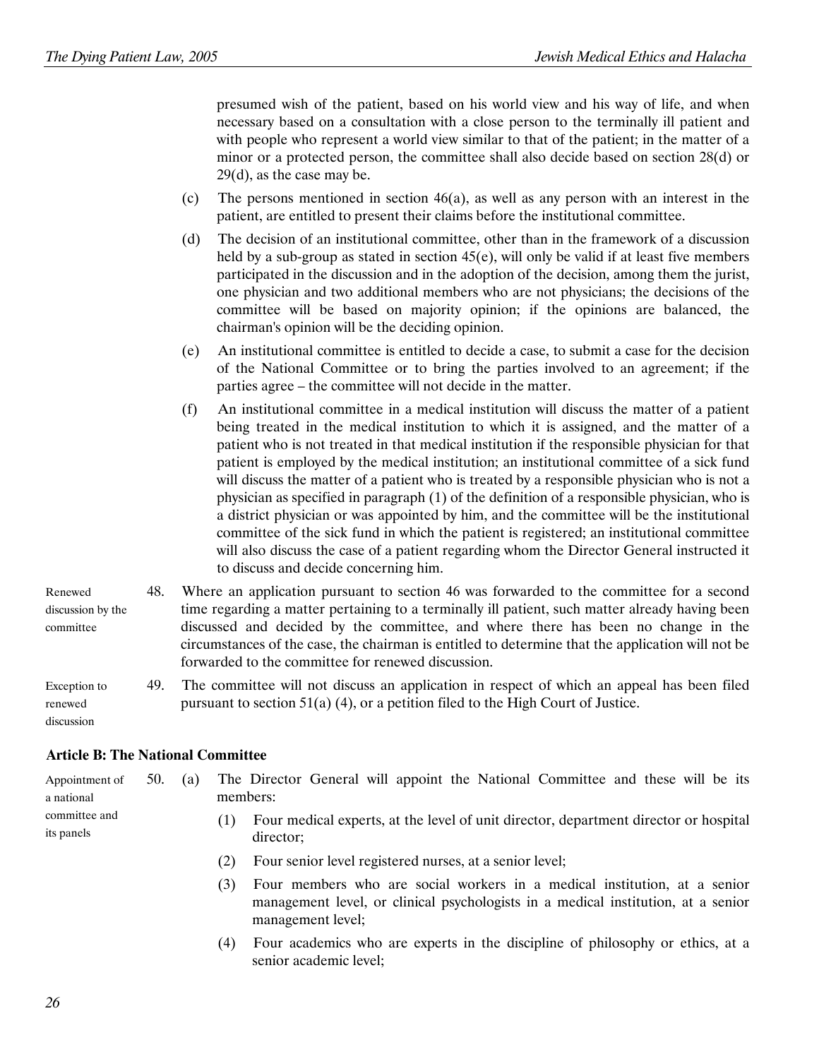presumed wish of the patient, based on his world view and his way of life, and when necessary based on a consultation with a close person to the terminally ill patient and with people who represent a world view similar to that of the patient; in the matter of a minor or a protected person, the committee shall also decide based on section 28(d) or 29(d), as the case may be.

(c) The persons mentioned in section 46(a), as well as any person with an interest in the patient, are entitled to present their claims before the institutional committee.

(d) The decision of an institutional committee, other than in the framework of a discussion held by a sub-group as stated in section 45(e), will only be valid if at least five members participated in the discussion and in the adoption of the decision, among them the jurist, one physician and two additional members who are not physicians; the decisions of the committee will be based on majority opinion; if the opinions are balanced, the chairman's opinion will be the deciding opinion.

(e) An institutional committee is entitled to decide a case, to submit a case for the decision of the National Committee or to bring the parties involved to an agreement; if the parties agree – the committee will not decide in the matter.

(f) An institutional committee in a medical institution will discuss the matter of a patient being treated in the medical institution to which it is assigned, and the matter of a patient who is not treated in that medical institution if the responsible physician for that patient is employed by the medical institution; an institutional committee of a sick fund will discuss the matter of a patient who is treated by a responsible physician who is not a physician as specified in paragraph (1) of the definition of a responsible physician, who is a district physician or was appointed by him, and the committee will be the institutional committee of the sick fund in which the patient is registered; an institutional committee will also discuss the case of a patient regarding whom the Director General instructed it to discuss and decide concerning him.

*Renewed discussion by the committee*

48. Where an application pursuant to section 46 was forwarded to the committee for a second time regarding a matter pertaining to a terminally ill patient, such matter already having been discussed and decided by the committee, and where there has been no change in the circumstances of the case, the chairman is entitled to determine that the application will not be forwarded to the committee for renewed discussion.

*Exception to renewed discussion*

49. The committee will not discuss an application in respect of which an appeal has been filed pursuant to section 51(a) (4), or a petition filed to the High Court of Justice.

**Article B: The National Committee**

*Appointment of a national committee and its panels*

50. (a) The Director General will appoint the National Committee and these will be its members:

(1) Four medical experts, at the level of unit director, department director or hospital director;

(2) Four senior level registered nurses, at a senior level;

(3) Four members who are social workers in a medical institution, at a senior management level, or clinical psychologists in a medical institution, at a senior management level;

(4) Four academics who are experts in the discipline of philosophy or ethics, at a senior academic level;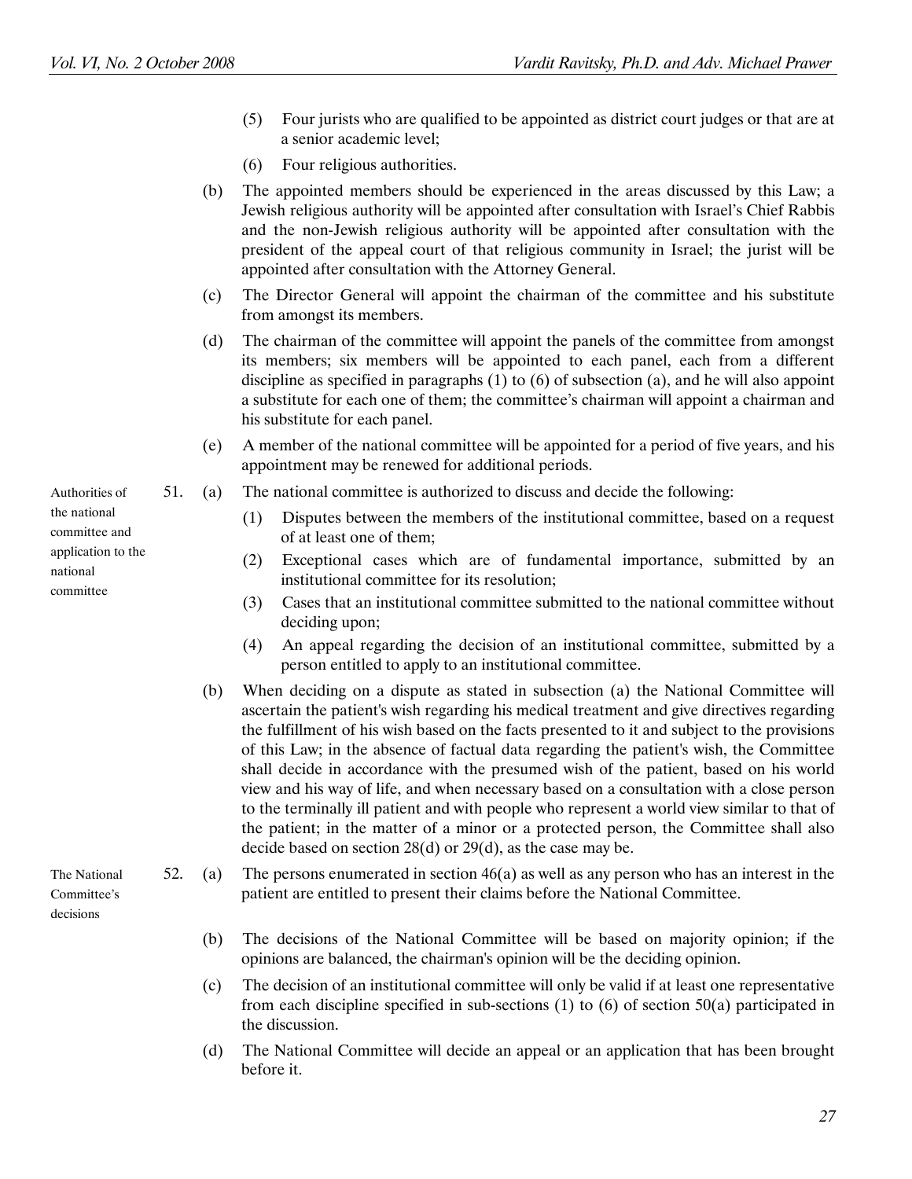(5) Four jurists who are qualified to be appointed as district court judges or that are at a senior academic level;

(6) Four religious authorities.

(b) The appointed members should be experienced in the areas discussed by this Law; a Jewish religious authority will be appointed after consultation with Israel's Chief Rabbis and the non-Jewish religious authority will be appointed after consultation with the president of the appeal court of that religious community in Israel; the jurist will be appointed after consultation with the Attorney General.

(c) The Director General will appoint the chairman of the committee and his substitute from amongst its members.

(d) The chairman of the committee will appoint the panels of the committee from amongst its members; six members will be appointed to each panel, each from a different discipline as specified in paragraphs (1) to (6) of subsection (a), and he will also appoint a substitute for each one of them; the committee's chairman will appoint a chairman and his substitute for each panel.

(e) A member of the national committee will be appointed for a period of five years, and his appointment may be renewed for additional periods.

*Authorities of the national committee and application to the national committee*

51. (a) The national committee is authorized to discuss and decide the following:

(1) Disputes between the members of the institutional committee, based on a request of at least one of them;

(2) Exceptional cases which are of fundamental importance, submitted by an institutional committee for its resolution;

(3) Cases that an institutional committee submitted to the national committee without deciding upon;

(4) An appeal regarding the decision of an institutional committee, submitted by a person entitled to apply to an institutional committee.

(b) When deciding on a dispute as stated in subsection (a) the National Committee will ascertain the patient's wish regarding his medical treatment and give directives regarding the fulfillment of his wish based on the facts presented to it and subject to the provisions of this Law; in the absence of factual data regarding the patient's wish, the Committee shall decide in accordance with the presumed wish of the patient, based on his world view and his way of life, and when necessary based on a consultation with a close person to the terminally ill patient and with people who represent a world view similar to that of the patient; in the matter of a minor or a protected person, the Committee shall also decide based on section 28(d) or 29(d), as the case may be.

*The National Committee's decisions*

52. (a) The persons enumerated in section 46(a) as well as any person who has an interest in the patient are entitled to present their claims before the National Committee.

(b) The decisions of the National Committee will be based on majority opinion; if the opinions are balanced, the chairman's opinion will be the deciding opinion.

(c) The decision of an institutional committee will only be valid if at least one representative from each discipline specified in sub-sections (1) to (6) of section 50(a) participated in the discussion.

(d) The National Committee will decide an appeal or an application that has been brought before it.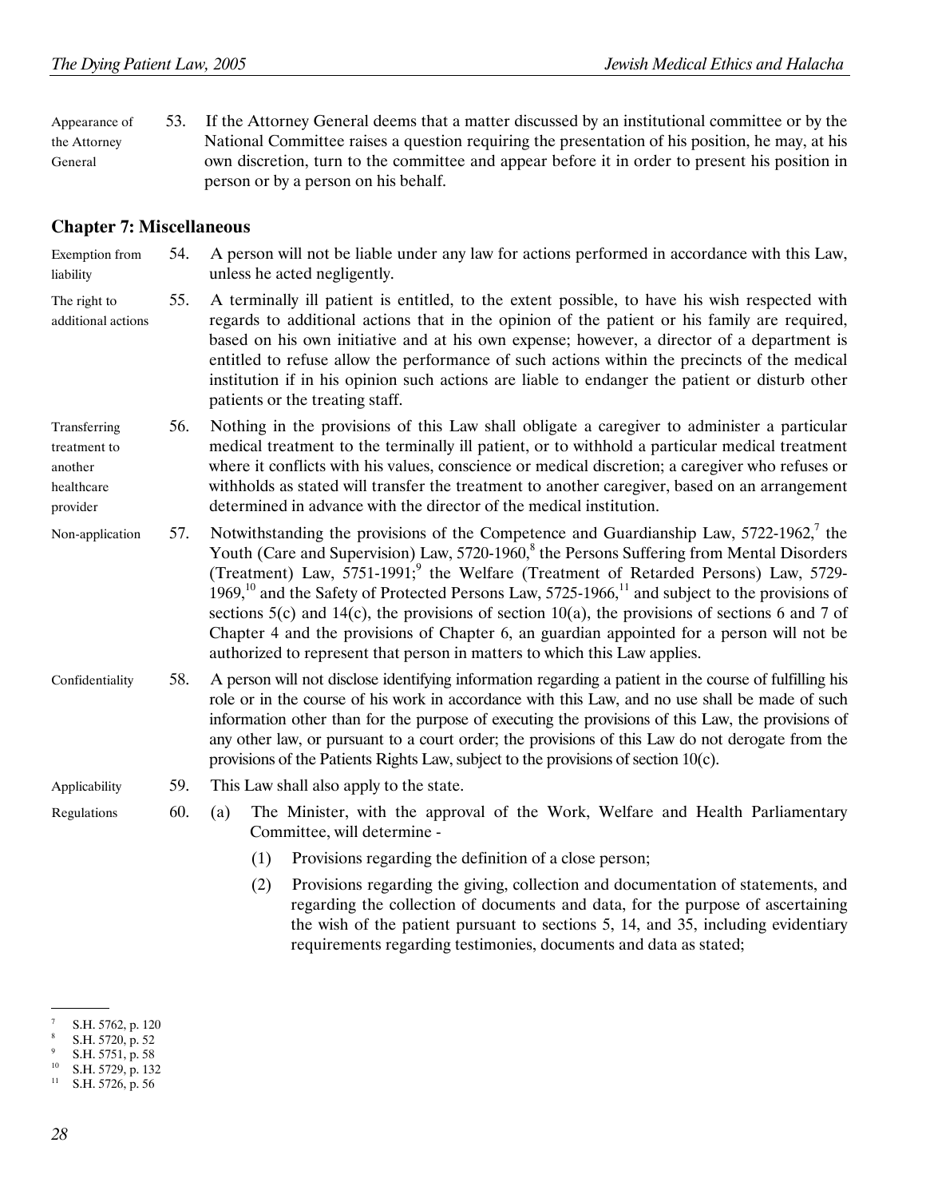Appearance of the Attorney General

53. If the Attorney General deems that a matter discussed by an institutional committee or by the National Committee raises a question requiring the presentation of his position, he may, at his own discretion, turn to the committee and appear before it in order to present his position in person or by a person on his behalf.

## Chapter 7: Miscellaneous

Exemption from liability

54. A person will not be liable under any law for actions performed in accordance with this Law, unless he acted negligently.

The right to additional actions

55. A terminally ill patient is entitled, to the extent possible, to have his wish respected with regards to additional actions that in the opinion of the patient or his family are required, based on his own initiative and at his own expense; however, a director of a department is entitled to refuse allow the performance of such actions within the precincts of the medical institution if in his opinion such actions are liable to endanger the patient or disturb other patients or the treating staff.

Transferring treatment to another healthcare provider

56. Nothing in the provisions of this Law shall obligate a caregiver to administer a particular medical treatment to the terminally ill patient, or to withhold a particular medical treatment where it conflicts with his values, conscience or medical discretion; a caregiver who refuses or withholds as stated will transfer the treatment to another caregiver, based on an arrangement determined in advance with the director of the medical institution.

Non-application

57. Notwithstanding the provisions of the Competence and Guardianship Law, 5722-1962,[7] the Youth (Care and Supervision) Law, 5720-1960,[8] the Persons Suffering from Mental Disorders (Treatment) Law, 5751-1991;[9] the Welfare (Treatment of Retarded Persons) Law, 5729-1969,[10] and the Safety of Protected Persons Law, 5725-1966,[11] and subject to the provisions of sections 5(c) and 14(c), the provisions of section 10(a), the provisions of sections 6 and 7 of Chapter 4 and the provisions of Chapter 6, an guardian appointed for a person will not be authorized to represent that person in matters to which this Law applies.

Confidentiality

58. A person will not disclose identifying information regarding a patient in the course of fulfilling his role or in the course of his work in accordance with this Law, and no use shall be made of such information other than for the purpose of executing the provisions of this Law, the provisions of any other law, or pursuant to a court order; the provisions of this Law do not derogate from the provisions of the Patients Rights Law, subject to the provisions of section 10(c).

Applicability

59. This Law shall also apply to the state.

Regulations

60. (a) The Minister, with the approval of the Work, Welfare and Health Parliamentary Committee, will determine -

(1) Provisions regarding the definition of a close person;

(2) Provisions regarding the giving, collection and documentation of statements, and regarding the collection of documents and data, for the purpose of ascertaining the wish of the patient pursuant to sections 5, 14, and 35, including evidentiary requirements regarding testimonies, documents and data as stated;

---

[7] S.H. 5762, p. 120
[8] S.H. 5720, p. 52
[9] S.H. 5751, p. 58
[10] S.H. 5729, p. 132
[11] S.H. 5726, p. 56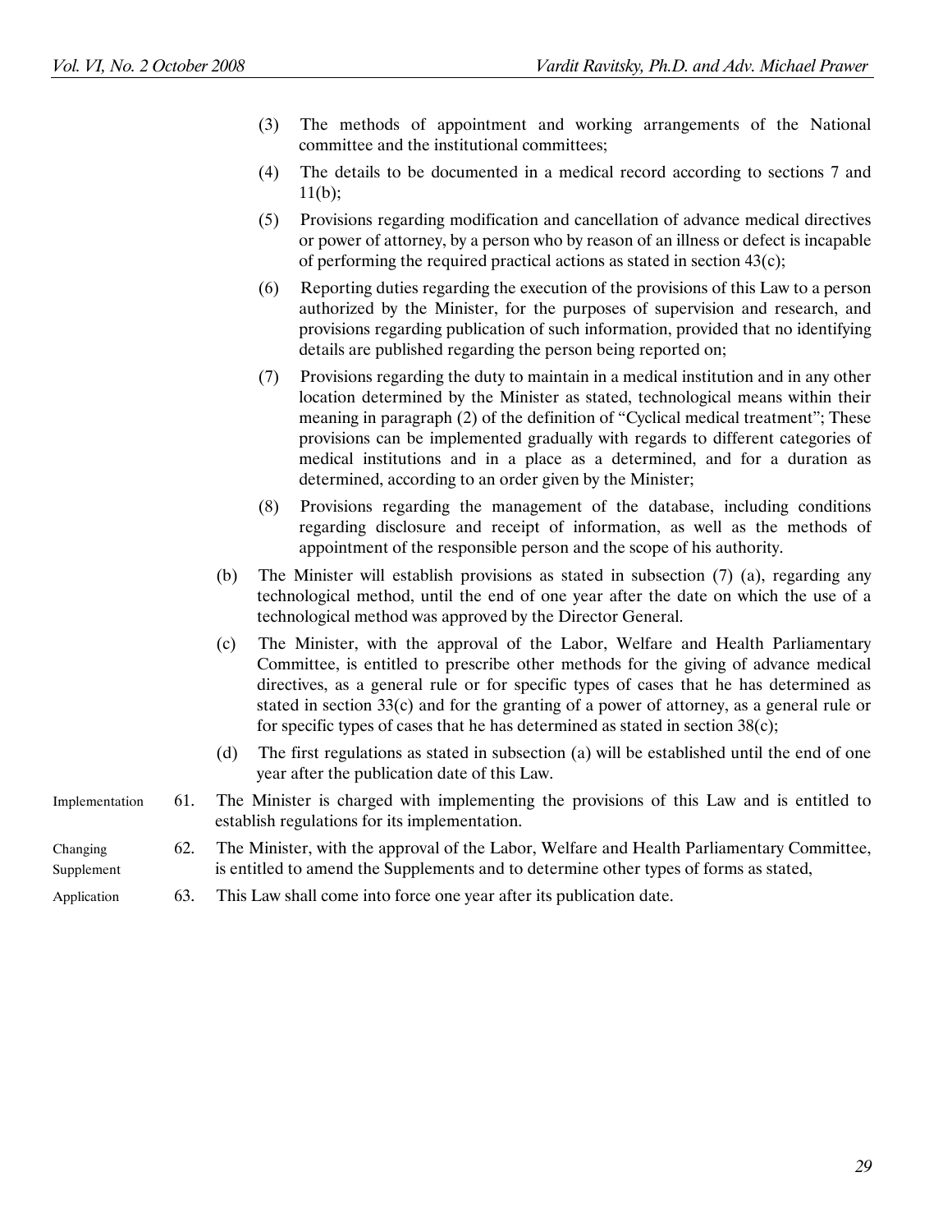(3) The methods of appointment and working arrangements of the National committee and the institutional committees;

(4) The details to be documented in a medical record according to sections 7 and 11(b);

(5) Provisions regarding modification and cancellation of advance medical directives or power of attorney, by a person who by reason of an illness or defect is incapable of performing the required practical actions as stated in section 43(c);

(6) Reporting duties regarding the execution of the provisions of this Law to a person authorized by the Minister, for the purposes of supervision and research, and provisions regarding publication of such information, provided that no identifying details are published regarding the person being reported on;

(7) Provisions regarding the duty to maintain in a medical institution and in any other location determined by the Minister as stated, technological means within their meaning in paragraph (2) of the definition of "Cyclical medical treatment"; These provisions can be implemented gradually with regards to different categories of medical institutions and in a place as a determined, and for a duration as determined, according to an order given by the Minister;

(8) Provisions regarding the management of the database, including conditions regarding disclosure and receipt of information, as well as the methods of appointment of the responsible person and the scope of his authority.

(b) The Minister will establish provisions as stated in subsection (7) (a), regarding any technological method, until the end of one year after the date on which the use of a technological method was approved by the Director General.

(c) The Minister, with the approval of the Labor, Welfare and Health Parliamentary Committee, is entitled to prescribe other methods for the giving of advance medical directives, as a general rule or for specific types of cases that he has determined as stated in section 33(c) and for the granting of a power of attorney, as a general rule or for specific types of cases that he has determined as stated in section 38(c);

(d) The first regulations as stated in subsection (a) will be established until the end of one year after the publication date of this Law.

Implementation

61. The Minister is charged with implementing the provisions of this Law and is entitled to establish regulations for its implementation.

Changing Supplement

62. The Minister, with the approval of the Labor, Welfare and Health Parliamentary Committee, is entitled to amend the Supplements and to determine other types of forms as stated,

Application

63. This Law shall come into force one year after its publication date.